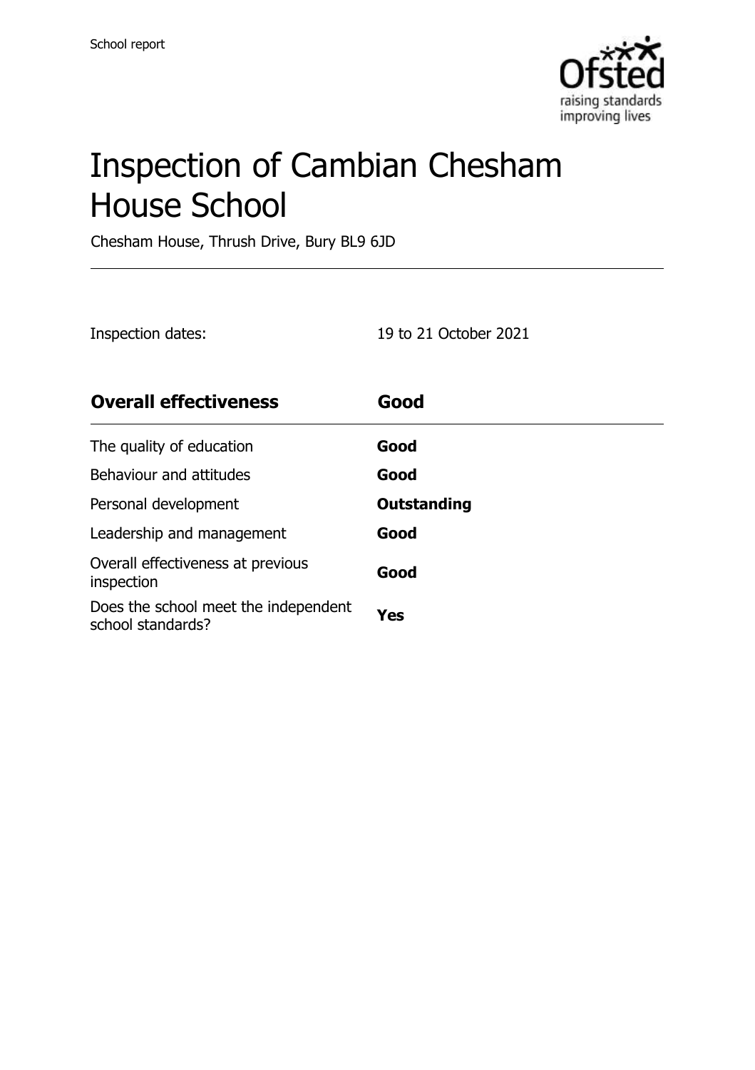School report

# Inspection of Cambian Chesham House School

Chesham House, Thrush Drive, Bury BL9 6JD

Inspection dates: 19 to 21 October 2021

| **Overall effectiveness** | **Good** |
| --- | --- |
| The quality of education | **Good** |
| Behaviour and attitudes | **Good** |
| Personal development | **Outstanding** |
| Leadership and management | **Good** |
| Overall effectiveness at previous inspection | **Good** |
| Does the school meet the independent school standards? | **Yes** |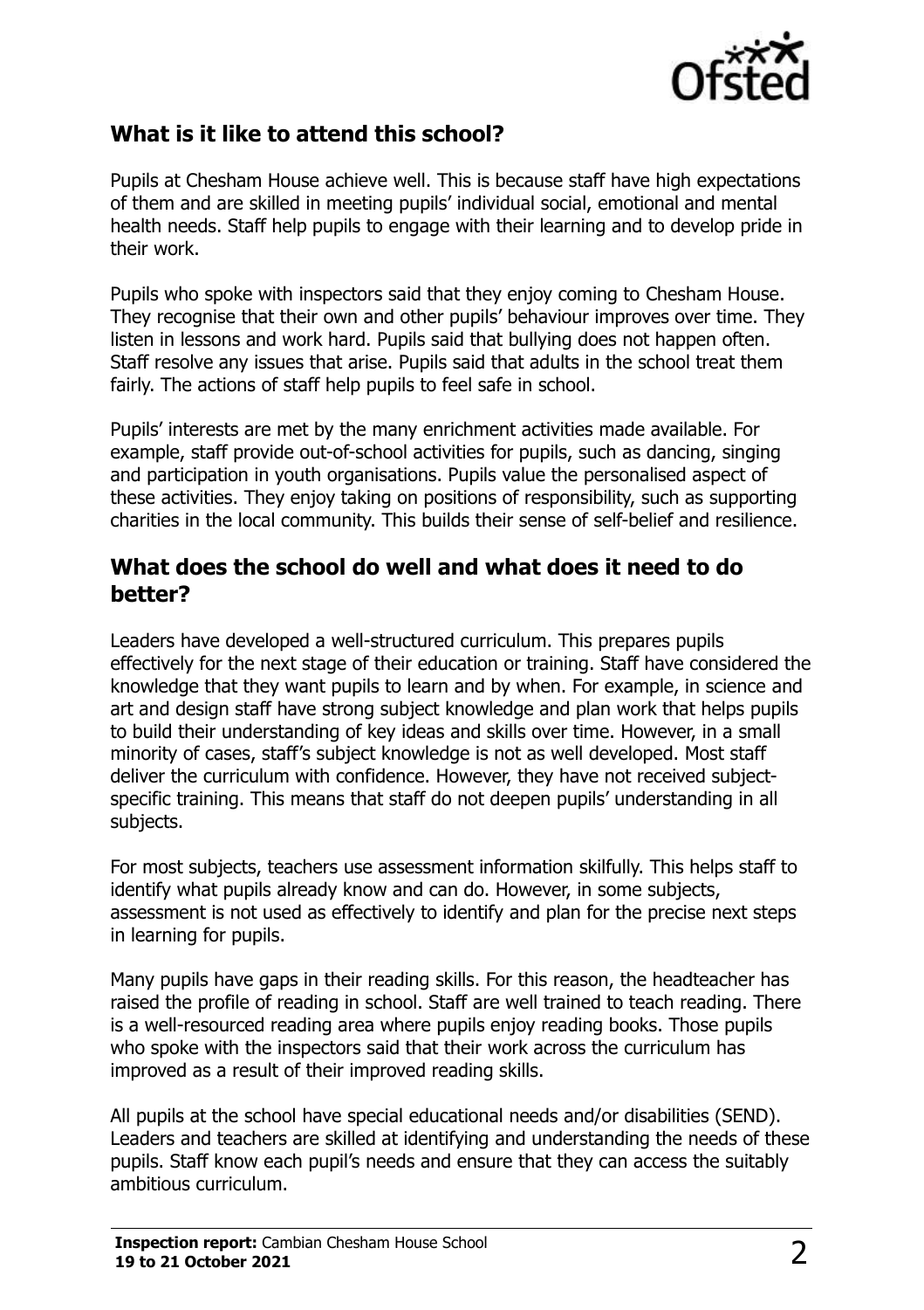## What is it like to attend this school?

Pupils at Chesham House achieve well. This is because staff have high expectations of them and are skilled in meeting pupils' individual social, emotional and mental health needs. Staff help pupils to engage with their learning and to develop pride in their work.

Pupils who spoke with inspectors said that they enjoy coming to Chesham House. They recognise that their own and other pupils' behaviour improves over time. They listen in lessons and work hard. Pupils said that bullying does not happen often. Staff resolve any issues that arise. Pupils said that adults in the school treat them fairly. The actions of staff help pupils to feel safe in school.

Pupils' interests are met by the many enrichment activities made available. For example, staff provide out-of-school activities for pupils, such as dancing, singing and participation in youth organisations. Pupils value the personalised aspect of these activities. They enjoy taking on positions of responsibility, such as supporting charities in the local community. This builds their sense of self-belief and resilience.

## What does the school do well and what does it need to do better?

Leaders have developed a well-structured curriculum. This prepares pupils effectively for the next stage of their education or training. Staff have considered the knowledge that they want pupils to learn and by when. For example, in science and art and design staff have strong subject knowledge and plan work that helps pupils to build their understanding of key ideas and skills over time. However, in a small minority of cases, staff's subject knowledge is not as well developed. Most staff deliver the curriculum with confidence. However, they have not received subject-specific training. This means that staff do not deepen pupils' understanding in all subjects.

For most subjects, teachers use assessment information skilfully. This helps staff to identify what pupils already know and can do. However, in some subjects, assessment is not used as effectively to identify and plan for the precise next steps in learning for pupils.

Many pupils have gaps in their reading skills. For this reason, the headteacher has raised the profile of reading in school. Staff are well trained to teach reading. There is a well-resourced reading area where pupils enjoy reading books. Those pupils who spoke with the inspectors said that their work across the curriculum has improved as a result of their improved reading skills.

All pupils at the school have special educational needs and/or disabilities (SEND). Leaders and teachers are skilled at identifying and understanding the needs of these pupils. Staff know each pupil's needs and ensure that they can access the suitably ambitious curriculum.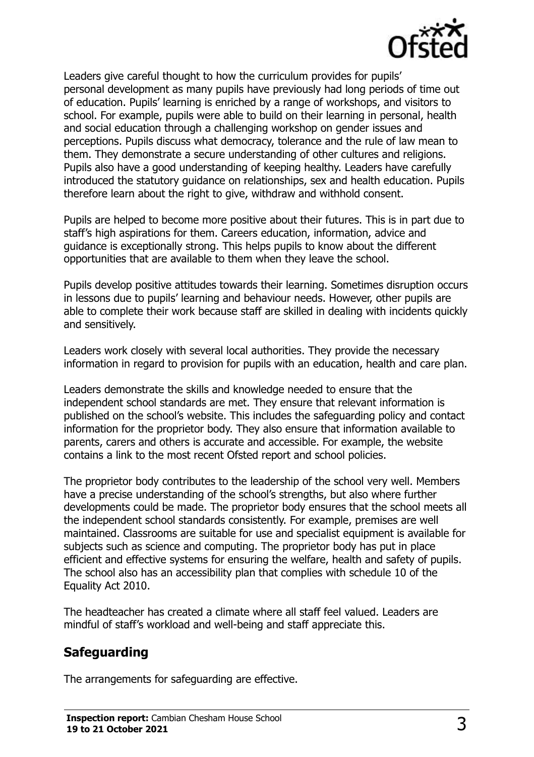Leaders give careful thought to how the curriculum provides for pupils' personal development as many pupils have previously had long periods of time out of education. Pupils' learning is enriched by a range of workshops, and visitors to school. For example, pupils were able to build on their learning in personal, health and social education through a challenging workshop on gender issues and perceptions. Pupils discuss what democracy, tolerance and the rule of law mean to them. They demonstrate a secure understanding of other cultures and religions. Pupils also have a good understanding of keeping healthy. Leaders have carefully introduced the statutory guidance on relationships, sex and health education. Pupils therefore learn about the right to give, withdraw and withhold consent.

Pupils are helped to become more positive about their futures. This is in part due to staff's high aspirations for them. Careers education, information, advice and guidance is exceptionally strong. This helps pupils to know about the different opportunities that are available to them when they leave the school.

Pupils develop positive attitudes towards their learning. Sometimes disruption occurs in lessons due to pupils' learning and behaviour needs. However, other pupils are able to complete their work because staff are skilled in dealing with incidents quickly and sensitively.

Leaders work closely with several local authorities. They provide the necessary information in regard to provision for pupils with an education, health and care plan.

Leaders demonstrate the skills and knowledge needed to ensure that the independent school standards are met. They ensure that relevant information is published on the school's website. This includes the safeguarding policy and contact information for the proprietor body. They also ensure that information available to parents, carers and others is accurate and accessible. For example, the website contains a link to the most recent Ofsted report and school policies.

The proprietor body contributes to the leadership of the school very well. Members have a precise understanding of the school's strengths, but also where further developments could be made. The proprietor body ensures that the school meets all the independent school standards consistently. For example, premises are well maintained. Classrooms are suitable for use and specialist equipment is available for subjects such as science and computing. The proprietor body has put in place efficient and effective systems for ensuring the welfare, health and safety of pupils. The school also has an accessibility plan that complies with schedule 10 of the Equality Act 2010.

The headteacher has created a climate where all staff feel valued. Leaders are mindful of staff's workload and well-being and staff appreciate this.

## Safeguarding

The arrangements for safeguarding are effective.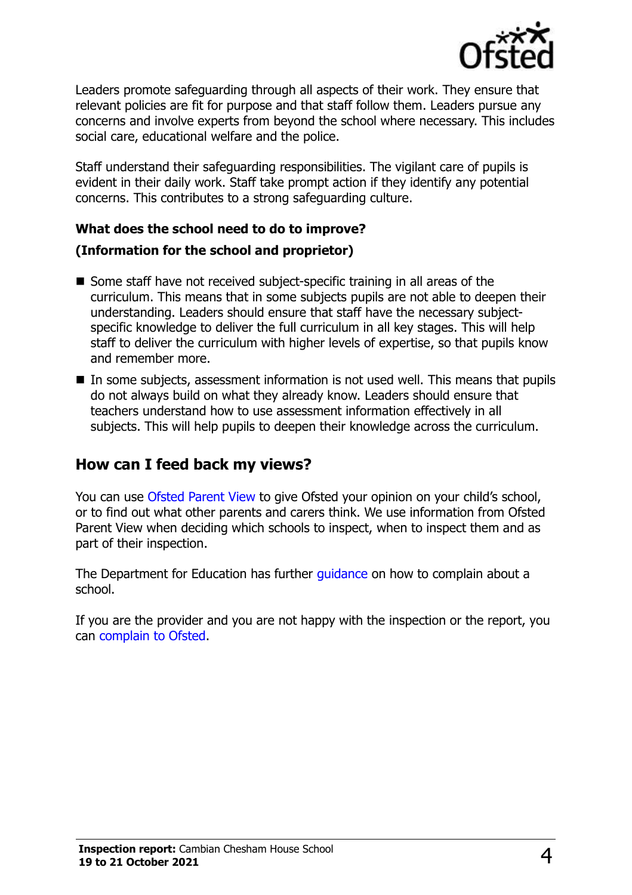Leaders promote safeguarding through all aspects of their work. They ensure that relevant policies are fit for purpose and that staff follow them. Leaders pursue any concerns and involve experts from beyond the school where necessary. This includes social care, educational welfare and the police.

Staff understand their safeguarding responsibilities. The vigilant care of pupils is evident in their daily work. Staff take prompt action if they identify any potential concerns. This contributes to a strong safeguarding culture.

**What does the school need to do to improve?**

**(Information for the school and proprietor)**

- Some staff have not received subject-specific training in all areas of the curriculum. This means that in some subjects pupils are not able to deepen their understanding. Leaders should ensure that staff have the necessary subject-specific knowledge to deliver the full curriculum in all key stages. This will help staff to deliver the curriculum with higher levels of expertise, so that pupils know and remember more.
- In some subjects, assessment information is not used well. This means that pupils do not always build on what they already know. Leaders should ensure that teachers understand how to use assessment information effectively in all subjects. This will help pupils to deepen their knowledge across the curriculum.

## How can I feed back my views?

You can use Ofsted Parent View to give Ofsted your opinion on your child's school, or to find out what other parents and carers think. We use information from Ofsted Parent View when deciding which schools to inspect, when to inspect them and as part of their inspection.

The Department for Education has further guidance on how to complain about a school.

If you are the provider and you are not happy with the inspection or the report, you can complain to Ofsted.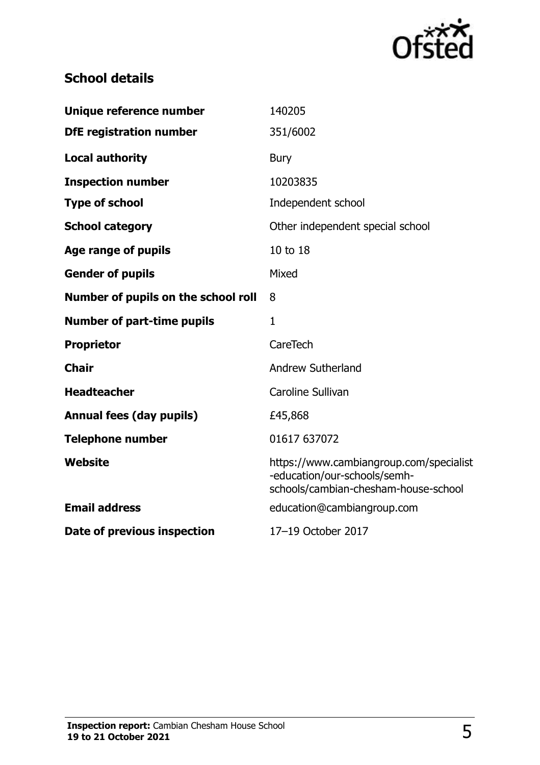## School details

| | |
|---|---|
| **Unique reference number** | 140205 |
| **DfE registration number** | 351/6002 |
| **Local authority** | Bury |
| **Inspection number** | 10203835 |
| **Type of school** | Independent school |
| **School category** | Other independent special school |
| **Age range of pupils** | 10 to 18 |
| **Gender of pupils** | Mixed |
| **Number of pupils on the school roll** | 8 |
| **Number of part-time pupils** | 1 |
| **Proprietor** | CareTech |
| **Chair** | Andrew Sutherland |
| **Headteacher** | Caroline Sullivan |
| **Annual fees (day pupils)** | £45,868 |
| **Telephone number** | 01617 637072 |
| **Website** | https://www.cambiangroup.com/specialist-education/our-schools/semh-schools/cambian-chesham-house-school |
| **Email address** | education@cambiangroup.com |
| **Date of previous inspection** | 17–19 October 2017 |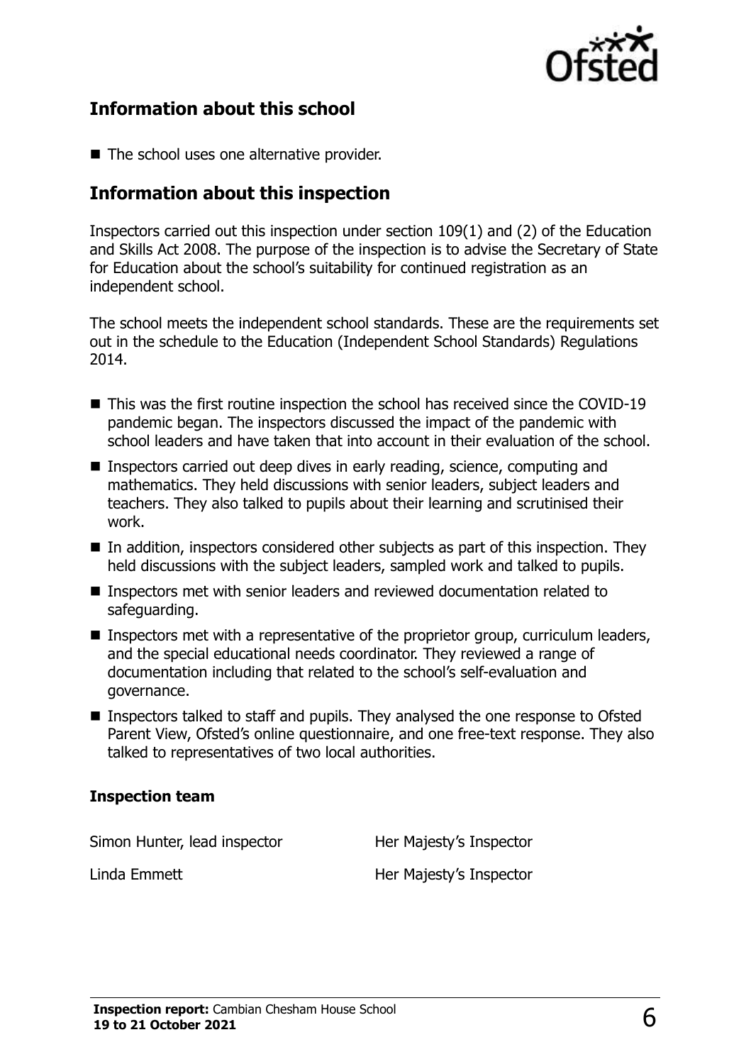## Information about this school

- The school uses one alternative provider.

## Information about this inspection

Inspectors carried out this inspection under section 109(1) and (2) of the Education and Skills Act 2008. The purpose of the inspection is to advise the Secretary of State for Education about the school's suitability for continued registration as an independent school.

The school meets the independent school standards. These are the requirements set out in the schedule to the Education (Independent School Standards) Regulations 2014.

- This was the first routine inspection the school has received since the COVID-19 pandemic began. The inspectors discussed the impact of the pandemic with school leaders and have taken that into account in their evaluation of the school.
- Inspectors carried out deep dives in early reading, science, computing and mathematics. They held discussions with senior leaders, subject leaders and teachers. They also talked to pupils about their learning and scrutinised their work.
- In addition, inspectors considered other subjects as part of this inspection. They held discussions with the subject leaders, sampled work and talked to pupils.
- Inspectors met with senior leaders and reviewed documentation related to safeguarding.
- Inspectors met with a representative of the proprietor group, curriculum leaders, and the special educational needs coordinator. They reviewed a range of documentation including that related to the school's self-evaluation and governance.
- Inspectors talked to staff and pupils. They analysed the one response to Ofsted Parent View, Ofsted's online questionnaire, and one free-text response. They also talked to representatives of two local authorities.

### Inspection team

| | |
|---|---|
| Simon Hunter, lead inspector | Her Majesty's Inspector |
| Linda Emmett | Her Majesty's Inspector |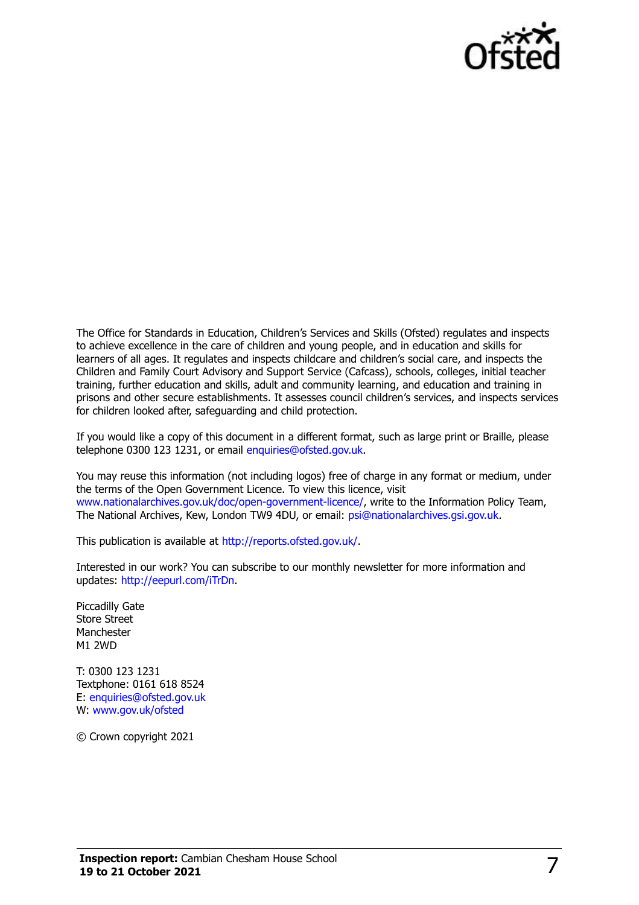The Office for Standards in Education, Children's Services and Skills (Ofsted) regulates and inspects to achieve excellence in the care of children and young people, and in education and skills for learners of all ages. It regulates and inspects childcare and children's social care, and inspects the Children and Family Court Advisory and Support Service (Cafcass), schools, colleges, initial teacher training, further education and skills, adult and community learning, and education and training in prisons and other secure establishments. It assesses council children's services, and inspects services for children looked after, safeguarding and child protection.

If you would like a copy of this document in a different format, such as large print or Braille, please telephone 0300 123 1231, or email enquiries@ofsted.gov.uk.

You may reuse this information (not including logos) free of charge in any format or medium, under the terms of the Open Government Licence. To view this licence, visit www.nationalarchives.gov.uk/doc/open-government-licence/, write to the Information Policy Team, The National Archives, Kew, London TW9 4DU, or email: psi@nationalarchives.gsi.gov.uk.

This publication is available at http://reports.ofsted.gov.uk/.

Interested in our work? You can subscribe to our monthly newsletter for more information and updates: http://eepurl.com/iTrDn.

Piccadilly Gate
Store Street
Manchester
M1 2WD

T: 0300 123 1231
Textphone: 0161 618 8524
E: enquiries@ofsted.gov.uk
W: www.gov.uk/ofsted

© Crown copyright 2021